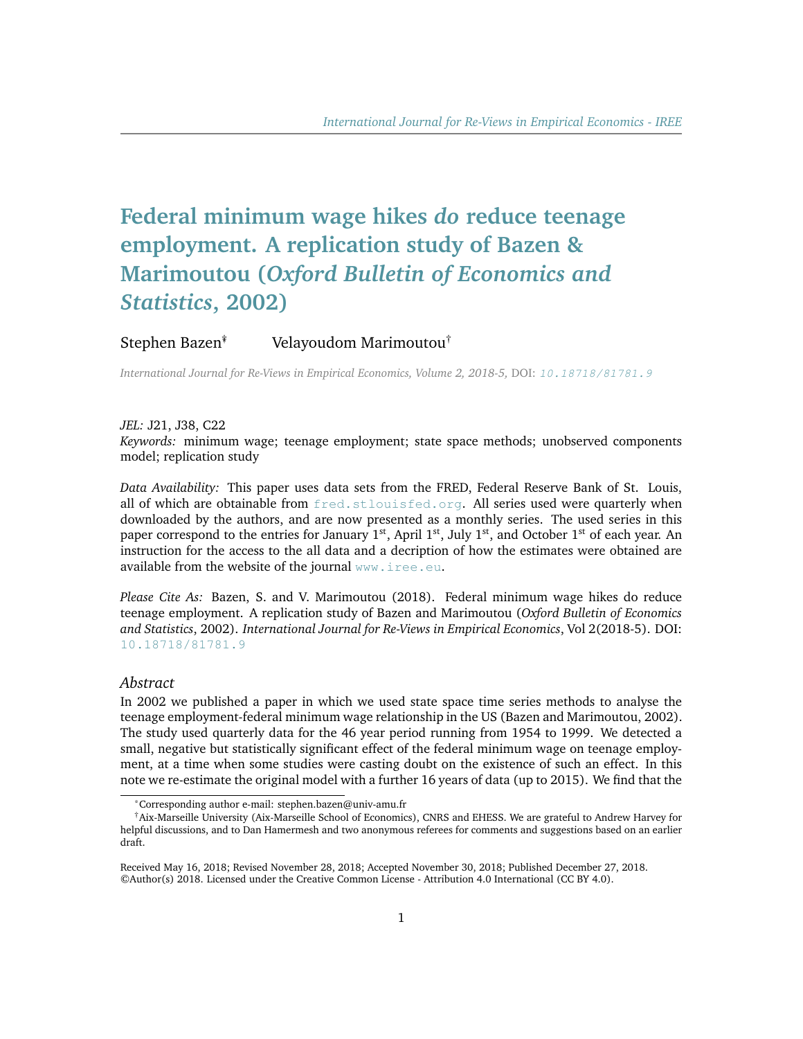# Federal minimum wage hikes *do* reduce teenage employment. A replication study of Bazen & Marimoutou (*Oxford Bulletin of Economics and Statistics*, 2002)

Stephen Bazen[*] Velayoudom Marimoutou[†]

*International Journal for Re-Views in Empirical Economics, Volume 2, 2018-5,* DOI: 10.18718/81781.9

*JEL:* J21, J38, C22

*Keywords:* minimum wage; teenage employment; state space methods; unobserved components model; replication study

*Data Availability:* This paper uses data sets from the FRED, Federal Reserve Bank of St. Louis, all of which are obtainable from fred.stlouisfed.org. All series used were quarterly when downloaded by the authors, and are now presented as a monthly series. The used series in this paper correspond to the entries for January 1st, April 1st, July 1st, and October 1st of each year. An instruction for the access to the all data and a decription of how the estimates were obtained are available from the website of the journal www.iree.eu.

*Please Cite As:* Bazen, S. and V. Marimoutou (2018). Federal minimum wage hikes do reduce teenage employment. A replication study of Bazen and Marimoutou (*Oxford Bulletin of Economics and Statistics*, 2002). *International Journal for Re-Views in Empirical Economics*, Vol 2(2018-5). DOI: 10.18718/81781.9

## *Abstract*

In 2002 we published a paper in which we used state space time series methods to analyse the teenage employment-federal minimum wage relationship in the US (Bazen and Marimoutou, 2002). The study used quarterly data for the 46 year period running from 1954 to 1999. We detected a small, negative but statistically significant effect of the federal minimum wage on teenage employment, at a time when some studies were casting doubt on the existence of such an effect. In this note we re-estimate the original model with a further 16 years of data (up to 2015). We find that the

---

[*]Corresponding author e-mail: stephen.bazen@univ-amu.fr

[†]Aix-Marseille University (Aix-Marseille School of Economics), CNRS and EHESS. We are grateful to Andrew Harvey for helpful discussions, and to Dan Hamermesh and two anonymous referees for comments and suggestions based on an earlier draft.

Received May 16, 2018; Revised November 28, 2018; Accepted November 30, 2018; Published December 27, 2018. ©Author(s) 2018. Licensed under the Creative Common License - Attribution 4.0 International (CC BY 4.0).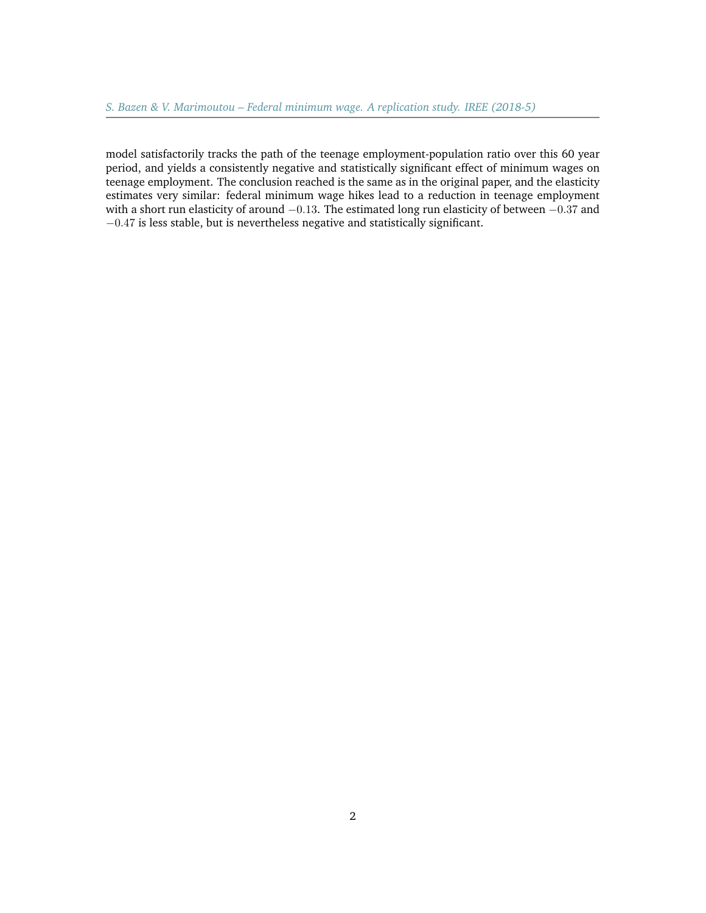model satisfactorily tracks the path of the teenage employment-population ratio over this 60 year period, and yields a consistently negative and statistically significant effect of minimum wages on teenage employment. The conclusion reached is the same as in the original paper, and the elasticity estimates very similar: federal minimum wage hikes lead to a reduction in teenage employment with a short run elasticity of around $-0.13$. The estimated long run elasticity of between $-0.37$ and $-0.47$ is less stable, but is nevertheless negative and statistically significant.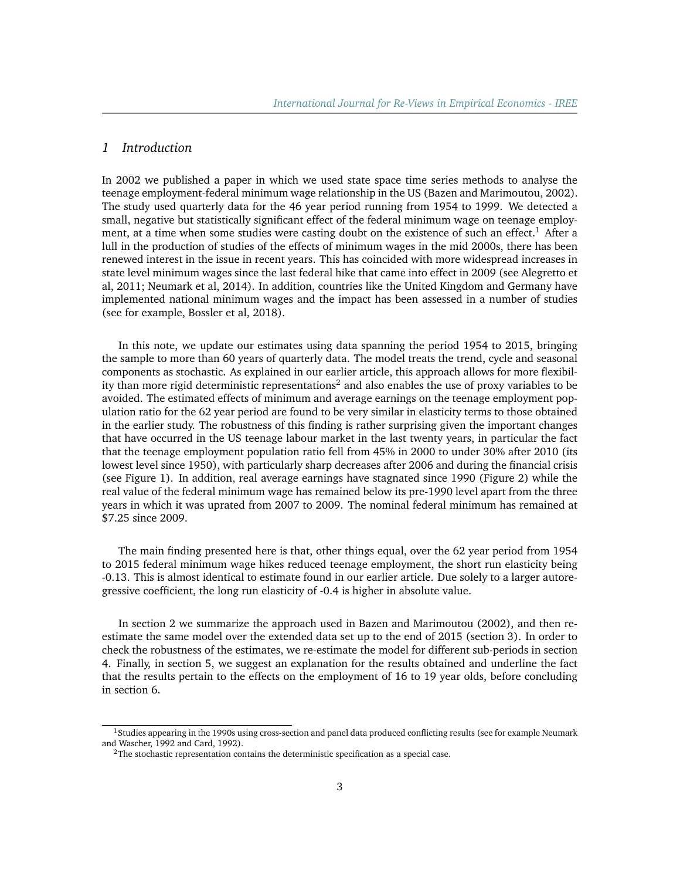## 1 Introduction

In 2002 we published a paper in which we used state space time series methods to analyse the teenage employment-federal minimum wage relationship in the US (Bazen and Marimoutou, 2002). The study used quarterly data for the 46 year period running from 1954 to 1999. We detected a small, negative but statistically significant effect of the federal minimum wage on teenage employment, at a time when some studies were casting doubt on the existence of such an effect.[1] After a lull in the production of studies of the effects of minimum wages in the mid 2000s, there has been renewed interest in the issue in recent years. This has coincided with more widespread increases in state level minimum wages since the last federal hike that came into effect in 2009 (see Alegretto et al, 2011; Neumark et al, 2014). In addition, countries like the United Kingdom and Germany have implemented national minimum wages and the impact has been assessed in a number of studies (see for example, Bossler et al, 2018).

In this note, we update our estimates using data spanning the period 1954 to 2015, bringing the sample to more than 60 years of quarterly data. The model treats the trend, cycle and seasonal components as stochastic. As explained in our earlier article, this approach allows for more flexibility than more rigid deterministic representations[2] and also enables the use of proxy variables to be avoided. The estimated effects of minimum and average earnings on the teenage employment population ratio for the 62 year period are found to be very similar in elasticity terms to those obtained in the earlier study. The robustness of this finding is rather surprising given the important changes that have occurred in the US teenage labour market in the last twenty years, in particular the fact that the teenage employment population ratio fell from 45% in 2000 to under 30% after 2010 (its lowest level since 1950), with particularly sharp decreases after 2006 and during the financial crisis (see Figure 1). In addition, real average earnings have stagnated since 1990 (Figure 2) while the real value of the federal minimum wage has remained below its pre-1990 level apart from the three years in which it was uprated from 2007 to 2009. The nominal federal minimum has remained at $7.25 since 2009.

The main finding presented here is that, other things equal, over the 62 year period from 1954 to 2015 federal minimum wage hikes reduced teenage employment, the short run elasticity being -0.13. This is almost identical to estimate found in our earlier article. Due solely to a larger autoregressive coefficient, the long run elasticity of -0.4 is higher in absolute value.

In section 2 we summarize the approach used in Bazen and Marimoutou (2002), and then re-estimate the same model over the extended data set up to the end of 2015 (section 3). In order to check the robustness of the estimates, we re-estimate the model for different sub-periods in section 4. Finally, in section 5, we suggest an explanation for the results obtained and underline the fact that the results pertain to the effects on the employment of 16 to 19 year olds, before concluding in section 6.

[1] Studies appearing in the 1990s using cross-section and panel data produced conflicting results (see for example Neumark and Wascher, 1992 and Card, 1992).

[2] The stochastic representation contains the deterministic specification as a special case.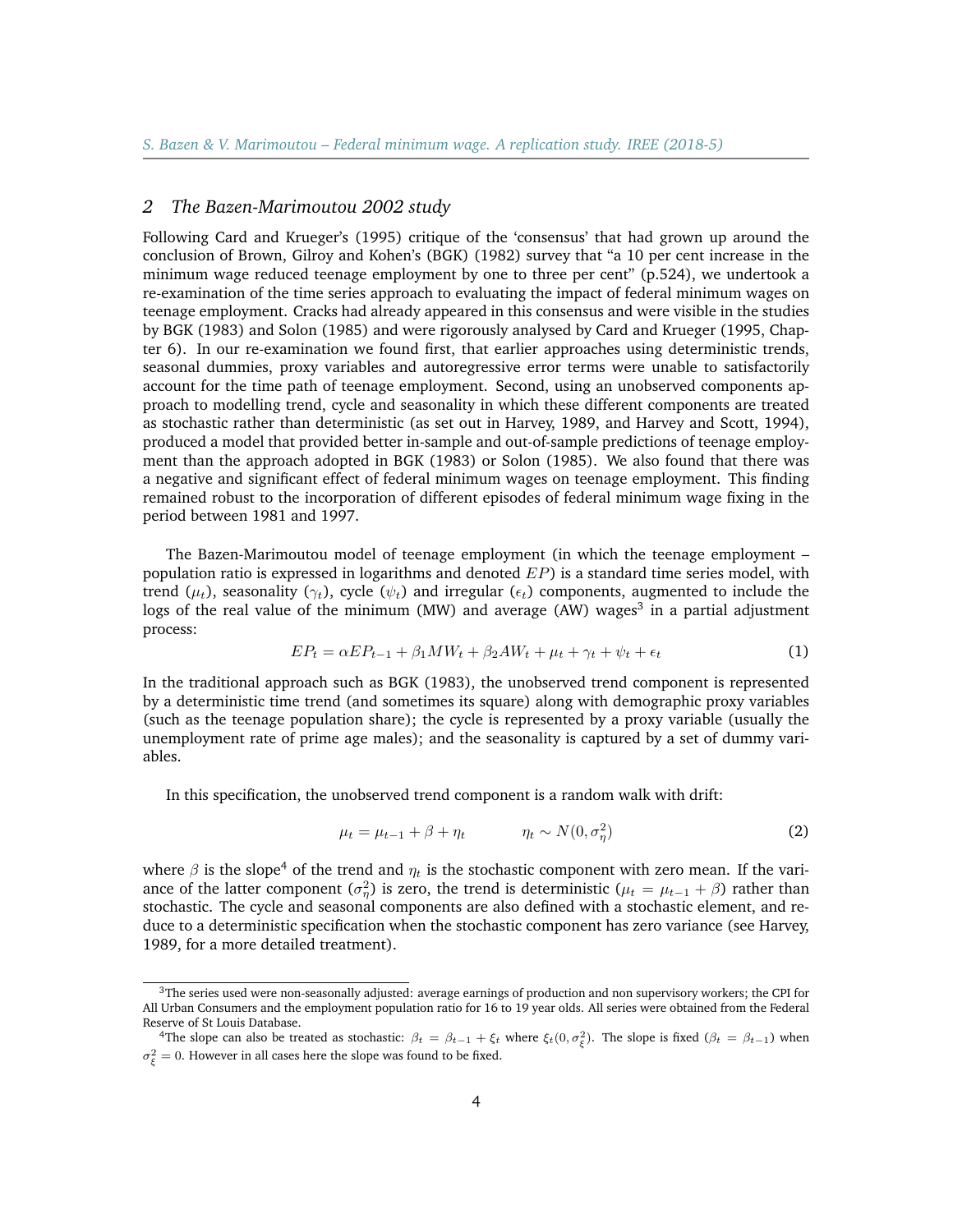## 2 The Bazen-Marimoutou 2002 study

Following Card and Krueger's (1995) critique of the 'consensus' that had grown up around the conclusion of Brown, Gilroy and Kohen's (BGK) (1982) survey that "a 10 per cent increase in the minimum wage reduced teenage employment by one to three per cent" (p.524), we undertook a re-examination of the time series approach to evaluating the impact of federal minimum wages on teenage employment. Cracks had already appeared in this consensus and were visible in the studies by BGK (1983) and Solon (1985) and were rigorously analysed by Card and Krueger (1995, Chapter 6). In our re-examination we found first, that earlier approaches using deterministic trends, seasonal dummies, proxy variables and autoregressive error terms were unable to satisfactorily account for the time path of teenage employment. Second, using an unobserved components approach to modelling trend, cycle and seasonality in which these different components are treated as stochastic rather than deterministic (as set out in Harvey, 1989, and Harvey and Scott, 1994), produced a model that provided better in-sample and out-of-sample predictions of teenage employment than the approach adopted in BGK (1983) or Solon (1985). We also found that there was a negative and significant effect of federal minimum wages on teenage employment. This finding remained robust to the incorporation of different episodes of federal minimum wage fixing in the period between 1981 and 1997.

The Bazen-Marimoutou model of teenage employment (in which the teenage employment – population ratio is expressed in logarithms and denoted $EP$) is a standard time series model, with trend ($\mu_t$), seasonality ($\gamma_t$), cycle ($\psi_t$) and irregular ($\epsilon_t$) components, augmented to include the logs of the real value of the minimum (MW) and average (AW) wages[3] in a partial adjustment process:

$$EP_t = \alpha EP_{t-1} + \beta_1 MW_t + \beta_2 AW_t + \mu_t + \gamma_t + \psi_t + \epsilon_t \quad (1)$$

In the traditional approach such as BGK (1983), the unobserved trend component is represented by a deterministic time trend (and sometimes its square) along with demographic proxy variables (such as the teenage population share); the cycle is represented by a proxy variable (usually the unemployment rate of prime age males); and the seasonality is captured by a set of dummy variables.

In this specification, the unobserved trend component is a random walk with drift:

$$\mu_t = \mu_{t-1} + \beta + \eta_t \qquad \eta_t \sim N(0, \sigma_\eta^2) \quad (2)$$

where $\beta$ is the slope[4] of the trend and $\eta_t$ is the stochastic component with zero mean. If the variance of the latter component ($\sigma_\eta^2$) is zero, the trend is deterministic ($\mu_t = \mu_{t-1} + \beta$) rather than stochastic. The cycle and seasonal components are also defined with a stochastic element, and reduce to a deterministic specification when the stochastic component has zero variance (see Harvey, 1989, for a more detailed treatment).

---

[3] The series used were non-seasonally adjusted: average earnings of production and non supervisory workers; the CPI for All Urban Consumers and the employment population ratio for 16 to 19 year olds. All series were obtained from the Federal Reserve of St Louis Database.

[4] The slope can also be treated as stochastic: $\beta_t = \beta_{t-1} + \xi_t$ where $\xi_t(0, \sigma_\xi^2)$. The slope is fixed ($\beta_t = \beta_{t-1}$) when $\sigma_\xi^2 = 0$. However in all cases here the slope was found to be fixed.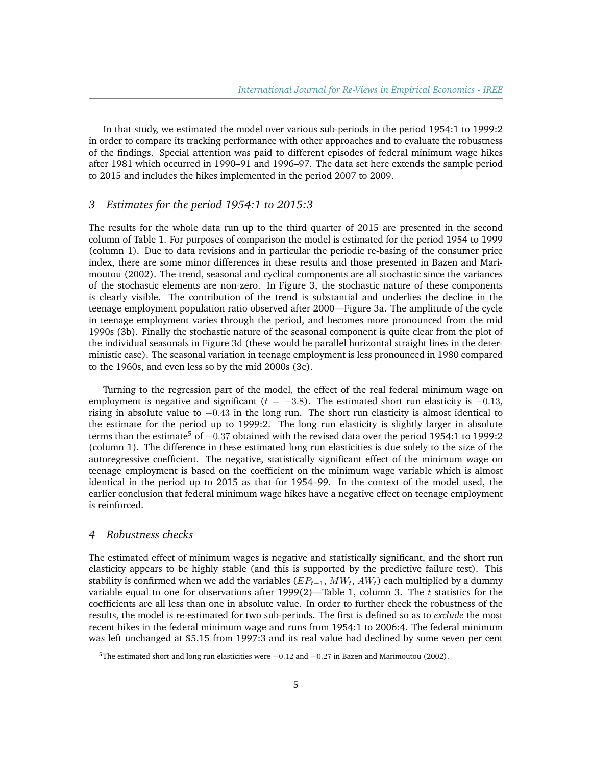In that study, we estimated the model over various sub-periods in the period 1954:1 to 1999:2 in order to compare its tracking performance with other approaches and to evaluate the robustness of the findings. Special attention was paid to different episodes of federal minimum wage hikes after 1981 which occurred in 1990–91 and 1996–97. The data set here extends the sample period to 2015 and includes the hikes implemented in the period 2007 to 2009.

## 3 Estimates for the period 1954:1 to 2015:3

The results for the whole data run up to the third quarter of 2015 are presented in the second column of Table 1. For purposes of comparison the model is estimated for the period 1954 to 1999 (column 1). Due to data revisions and in particular the periodic re-basing of the consumer price index, there are some minor differences in these results and those presented in Bazen and Marimoutou (2002). The trend, seasonal and cyclical components are all stochastic since the variances of the stochastic elements are non-zero. In Figure 3, the stochastic nature of these components is clearly visible. The contribution of the trend is substantial and underlies the decline in the teenage employment population ratio observed after 2000—Figure 3a. The amplitude of the cycle in teenage employment varies through the period, and becomes more pronounced from the mid 1990s (3b). Finally the stochastic nature of the seasonal component is quite clear from the plot of the individual seasonals in Figure 3d (these would be parallel horizontal straight lines in the deterministic case). The seasonal variation in teenage employment is less pronounced in 1980 compared to the 1960s, and even less so by the mid 2000s (3c).

Turning to the regression part of the model, the effect of the real federal minimum wage on employment is negative and significant ($t = -3.8$). The estimated short run elasticity is $-0.13$, rising in absolute value to $-0.43$ in the long run. The short run elasticity is almost identical to the estimate for the period up to 1999:2. The long run elasticity is slightly larger in absolute terms than the estimate[5] of $-0.37$ obtained with the revised data over the period 1954:1 to 1999:2 (column 1). The difference in these estimated long run elasticities is due solely to the size of the autoregressive coefficient. The negative, statistically significant effect of the minimum wage on teenage employment is based on the coefficient on the minimum wage variable which is almost identical in the period up to 2015 as that for 1954–99. In the context of the model used, the earlier conclusion that federal minimum wage hikes have a negative effect on teenage employment is reinforced.

## 4 Robustness checks

The estimated effect of minimum wages is negative and statistically significant, and the short run elasticity appears to be highly stable (and this is supported by the predictive failure test). This stability is confirmed when we add the variables ($EP_{t-1}$, $MW_t$, $AW_t$) each multiplied by a dummy variable equal to one for observations after 1999(2)—Table 1, column 3. The $t$ statistics for the coefficients are all less than one in absolute value. In order to further check the robustness of the results, the model is re-estimated for two sub-periods. The first is defined so as to *exclude* the most recent hikes in the federal minimum wage and runs from 1954:1 to 2006:4. The federal minimum was left unchanged at $5.15 from 1997:3 and its real value had declined by some seven per cent

[5]The estimated short and long run elasticities were $-0.12$ and $-0.27$ in Bazen and Marimoutou (2002).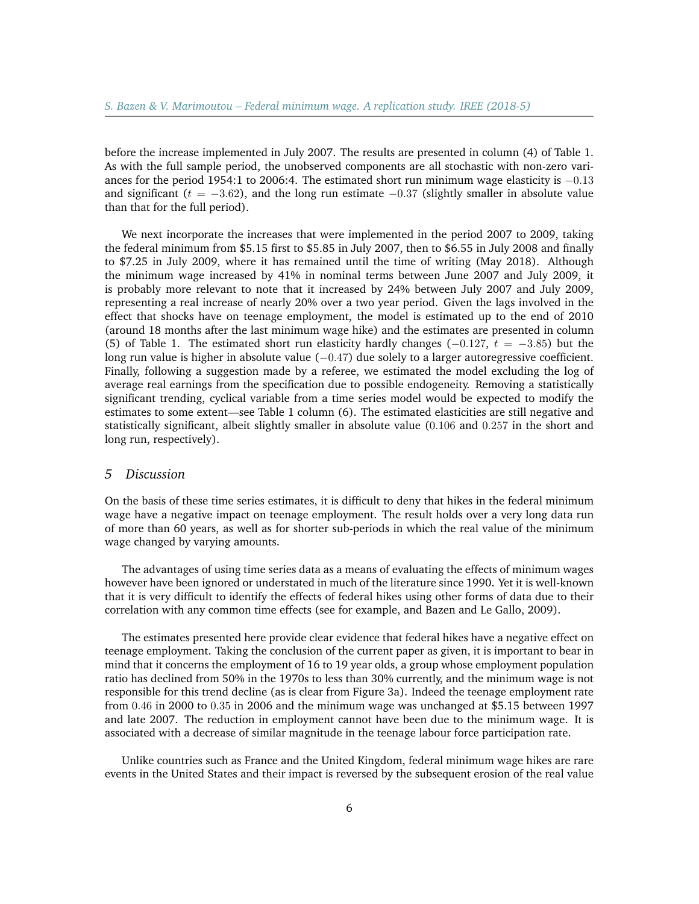before the increase implemented in July 2007. The results are presented in column (4) of Table 1. As with the full sample period, the unobserved components are all stochastic with non-zero variances for the period 1954:1 to 2006:4. The estimated short run minimum wage elasticity is $-0.13$ and significant ($t = -3.62$), and the long run estimate $-0.37$ (slightly smaller in absolute value than that for the full period).

We next incorporate the increases that were implemented in the period 2007 to 2009, taking the federal minimum from $5.15 first to $5.85 in July 2007, then to $6.55 in July 2008 and finally to $7.25 in July 2009, where it has remained until the time of writing (May 2018). Although the minimum wage increased by 41% in nominal terms between June 2007 and July 2009, it is probably more relevant to note that it increased by 24% between July 2007 and July 2009, representing a real increase of nearly 20% over a two year period. Given the lags involved in the effect that shocks have on teenage employment, the model is estimated up to the end of 2010 (around 18 months after the last minimum wage hike) and the estimates are presented in column (5) of Table 1. The estimated short run elasticity hardly changes ($-0.127$, $t = -3.85$) but the long run value is higher in absolute value ($-0.47$) due solely to a larger autoregressive coefficient. Finally, following a suggestion made by a referee, we estimated the model excluding the log of average real earnings from the specification due to possible endogeneity. Removing a statistically significant trending, cyclical variable from a time series model would be expected to modify the estimates to some extent—see Table 1 column (6). The estimated elasticities are still negative and statistically significant, albeit slightly smaller in absolute value ($0.106$ and $0.257$ in the short and long run, respectively).

## 5 Discussion

On the basis of these time series estimates, it is difficult to deny that hikes in the federal minimum wage have a negative impact on teenage employment. The result holds over a very long data run of more than 60 years, as well as for shorter sub-periods in which the real value of the minimum wage changed by varying amounts.

The advantages of using time series data as a means of evaluating the effects of minimum wages however have been ignored or understated in much of the literature since 1990. Yet it is well-known that it is very difficult to identify the effects of federal hikes using other forms of data due to their correlation with any common time effects (see for example, and Bazen and Le Gallo, 2009).

The estimates presented here provide clear evidence that federal hikes have a negative effect on teenage employment. Taking the conclusion of the current paper as given, it is important to bear in mind that it concerns the employment of 16 to 19 year olds, a group whose employment population ratio has declined from 50% in the 1970s to less than 30% currently, and the minimum wage is not responsible for this trend decline (as is clear from Figure 3a). Indeed the teenage employment rate from $0.46$ in 2000 to $0.35$ in 2006 and the minimum wage was unchanged at $5.15 between 1997 and late 2007. The reduction in employment cannot have been due to the minimum wage. It is associated with a decrease of similar magnitude in the teenage labour force participation rate.

Unlike countries such as France and the United Kingdom, federal minimum wage hikes are rare events in the United States and their impact is reversed by the subsequent erosion of the real value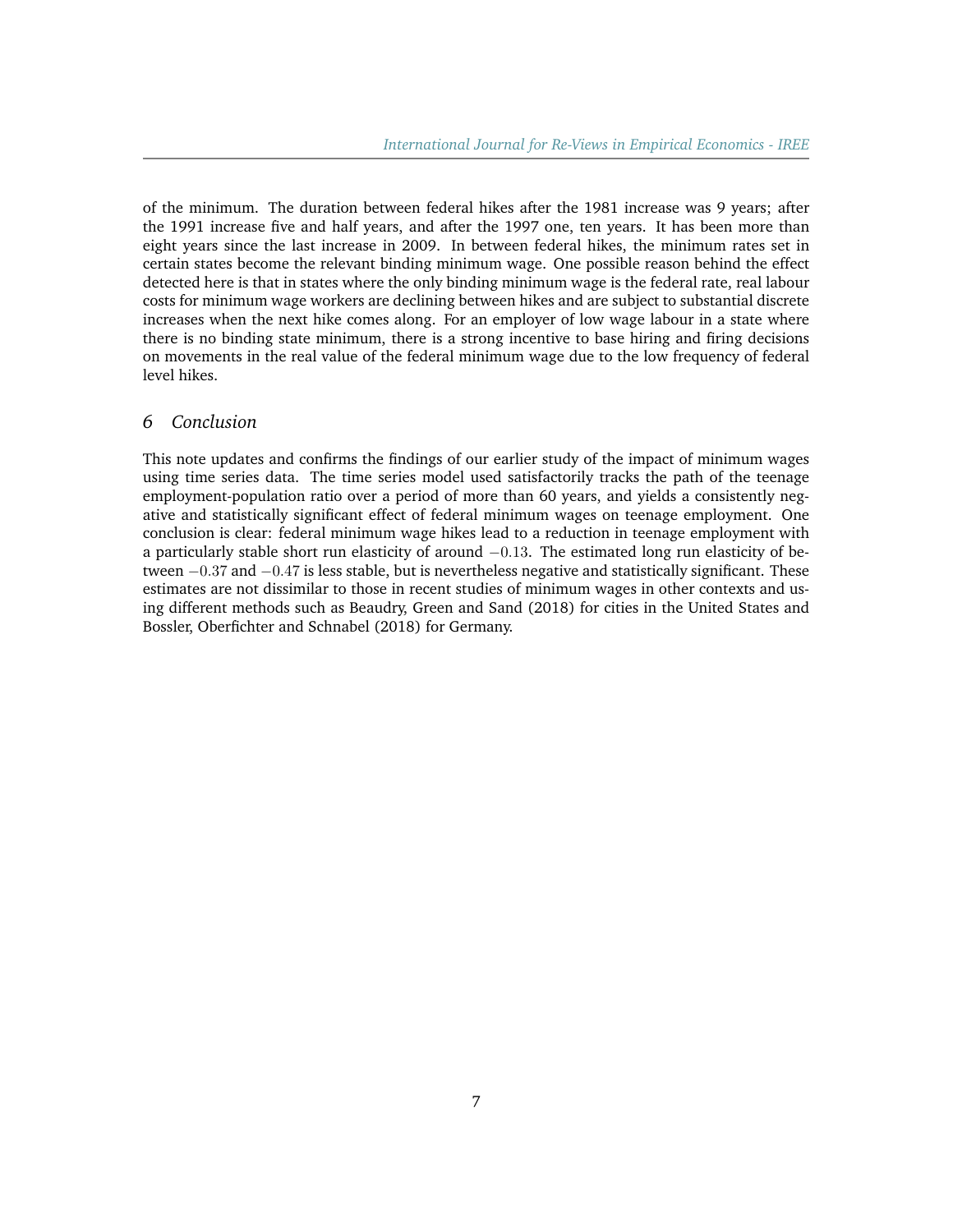of the minimum. The duration between federal hikes after the 1981 increase was 9 years; after the 1991 increase five and half years, and after the 1997 one, ten years. It has been more than eight years since the last increase in 2009. In between federal hikes, the minimum rates set in certain states become the relevant binding minimum wage. One possible reason behind the effect detected here is that in states where the only binding minimum wage is the federal rate, real labour costs for minimum wage workers are declining between hikes and are subject to substantial discrete increases when the next hike comes along. For an employer of low wage labour in a state where there is no binding state minimum, there is a strong incentive to base hiring and firing decisions on movements in the real value of the federal minimum wage due to the low frequency of federal level hikes.

## 6 *Conclusion*

This note updates and confirms the findings of our earlier study of the impact of minimum wages using time series data. The time series model used satisfactorily tracks the path of the teenage employment-population ratio over a period of more than 60 years, and yields a consistently negative and statistically significant effect of federal minimum wages on teenage employment. One conclusion is clear: federal minimum wage hikes lead to a reduction in teenage employment with a particularly stable short run elasticity of around $-0.13$. The estimated long run elasticity of between $-0.37$ and $-0.47$ is less stable, but is nevertheless negative and statistically significant. These estimates are not dissimilar to those in recent studies of minimum wages in other contexts and using different methods such as Beaudry, Green and Sand (2018) for cities in the United States and Bossler, Oberfichter and Schnabel (2018) for Germany.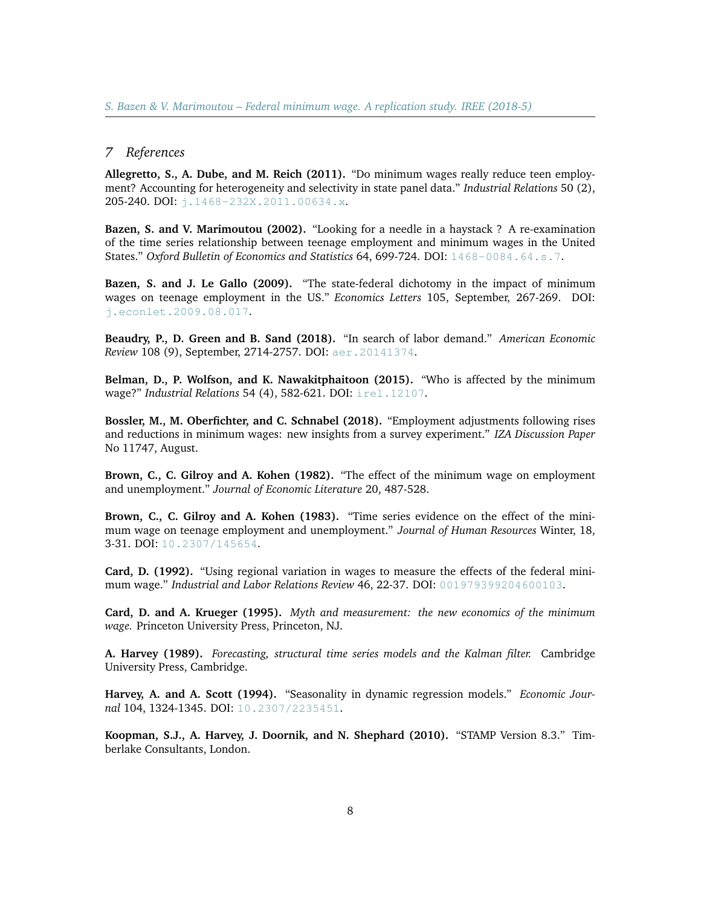## 7 References

**Allegretto, S., A. Dube, and M. Reich (2011).** "Do minimum wages really reduce teen employment? Accounting for heterogeneity and selectivity in state panel data." *Industrial Relations* 50 (2), 205-240. DOI: j.1468-232X.2011.00634.x.

**Bazen, S. and V. Marimoutou (2002).** "Looking for a needle in a haystack ? A re-examination of the time series relationship between teenage employment and minimum wages in the United States." *Oxford Bulletin of Economics and Statistics* 64, 699-724. DOI: 1468-0084.64.s.7.

**Bazen, S. and J. Le Gallo (2009).** "The state-federal dichotomy in the impact of minimum wages on teenage employment in the US." *Economics Letters* 105, September, 267-269. DOI: j.econlet.2009.08.017.

**Beaudry, P., D. Green and B. Sand (2018).** "In search of labor demand." *American Economic Review* 108 (9), September, 2714-2757. DOI: aer.20141374.

**Belman, D., P. Wolfson, and K. Nawakitphaitoon (2015).** "Who is affected by the minimum wage?" *Industrial Relations* 54 (4), 582-621. DOI: irel.12107.

**Bossler, M., M. Oberfichter, and C. Schnabel (2018).** "Employment adjustments following rises and reductions in minimum wages: new insights from a survey experiment." *IZA Discussion Paper* No 11747, August.

**Brown, C., C. Gilroy and A. Kohen (1982).** "The effect of the minimum wage on employment and unemployment." *Journal of Economic Literature* 20, 487-528.

**Brown, C., C. Gilroy and A. Kohen (1983).** "Time series evidence on the effect of the minimum wage on teenage employment and unemployment." *Journal of Human Resources* Winter, 18, 3-31. DOI: 10.2307/145654.

**Card, D. (1992).** "Using regional variation in wages to measure the effects of the federal minimum wage." *Industrial and Labor Relations Review* 46, 22-37. DOI: 001979399204600103.

**Card, D. and A. Krueger (1995).** *Myth and measurement: the new economics of the minimum wage.* Princeton University Press, Princeton, NJ.

**A. Harvey (1989).** *Forecasting, structural time series models and the Kalman filter.* Cambridge University Press, Cambridge.

**Harvey, A. and A. Scott (1994).** "Seasonality in dynamic regression models." *Economic Journal* 104, 1324-1345. DOI: 10.2307/2235451.

**Koopman, S.J., A. Harvey, J. Doornik, and N. Shephard (2010).** "STAMP Version 8.3." Timberlake Consultants, London.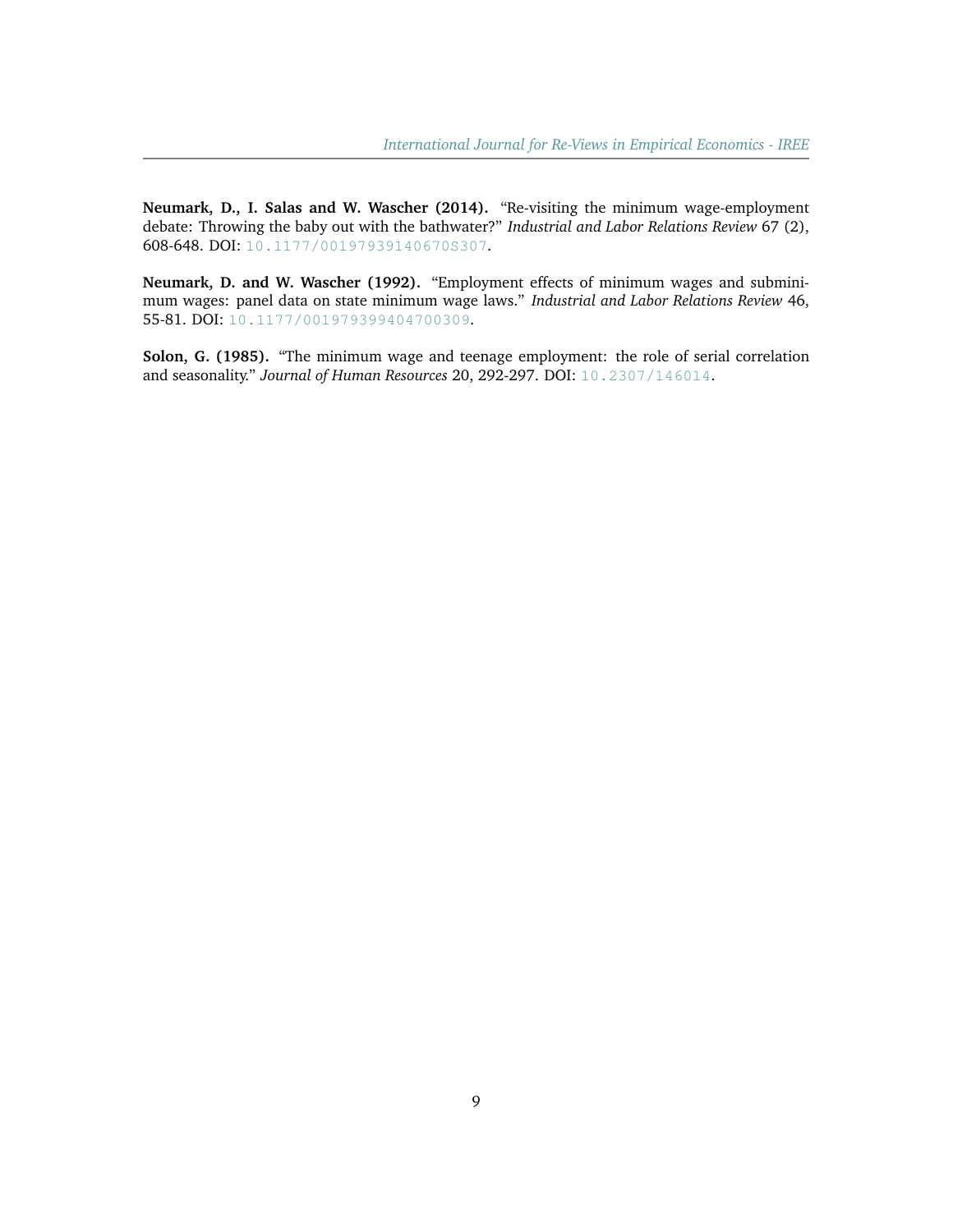**Neumark, D., I. Salas and W. Wascher (2014).** "Re-visiting the minimum wage-employment debate: Throwing the baby out with the bathwater?" *Industrial and Labor Relations Review* 67 (2), 608-648. DOI: 10.1177/0019793914067OS307.

**Neumark, D. and W. Wascher (1992).** "Employment effects of minimum wages and subminimum wages: panel data on state minimum wage laws." *Industrial and Labor Relations Review* 46, 55-81. DOI: 10.1177/001979399404700309.

**Solon, G. (1985).** "The minimum wage and teenage employment: the role of serial correlation and seasonality." *Journal of Human Resources* 20, 292-297. DOI: 10.2307/146014.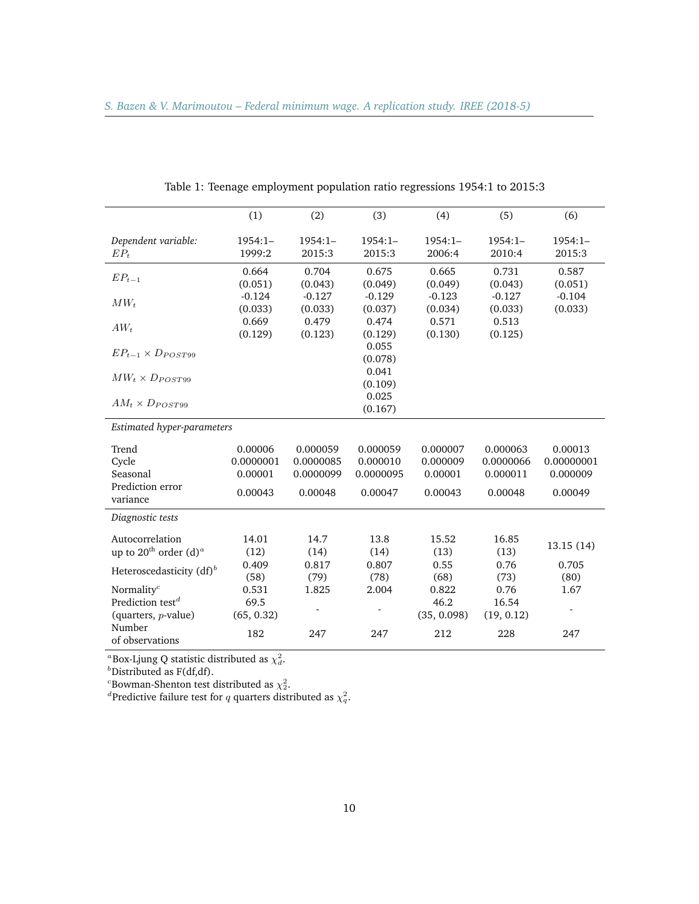Table 1: Teenage employment population ratio regressions 1954:1 to 2015:3

| | (1) | (2) | (3) | (4) | (5) | (6) |
|---|---|---|---|---|---|---|
| *Dependent variable:* $EP_t$ | 1954:1–1999:2 | 1954:1–2015:3 | 1954:1–2015:3 | 1954:1–2006:4 | 1954:1–2010:4 | 1954:1–2015:3 |
| $EP_{t-1}$ | 0.664 | 0.704 | 0.675 | 0.665 | 0.731 | 0.587 |
| | (0.051) | (0.043) | (0.049) | (0.049) | (0.043) | (0.051) |
| $MW_t$ | -0.124 | -0.127 | -0.129 | -0.123 | -0.127 | -0.104 |
| | (0.033) | (0.033) | (0.037) | (0.034) | (0.033) | (0.033) |
| $AW_t$ | 0.669 | 0.479 | 0.474 | 0.571 | 0.513 | |
| | (0.129) | (0.123) | (0.129) | (0.130) | (0.125) | |
| $EP_{t-1} \times D_{POST99}$ | | | 0.055 | | | |
| | | | (0.078) | | | |
| $MW_t \times D_{POST99}$ | | | 0.041 | | | |
| | | | (0.109) | | | |
| $AM_t \times D_{POST99}$ | | | 0.025 | | | |
| | | | (0.167) | | | |
| *Estimated hyper-parameters* | | | | | | |
| Trend | 0.00006 | 0.000059 | 0.000059 | 0.000007 | 0.000063 | 0.00013 |
| Cycle | 0.0000001 | 0.0000085 | 0.000010 | 0.000009 | 0.0000066 | 0.00000001 |
| Seasonal | 0.00001 | 0.0000099 | 0.0000095 | 0.00001 | 0.000011 | 0.000009 |
| Prediction error variance | 0.00043 | 0.00048 | 0.00047 | 0.00043 | 0.00048 | 0.00049 |
| *Diagnostic tests* | | | | | | |
| Autocorrelation up to 20th order (d)[a] | 14.01 (12) | 14.7 (14) | 13.8 (14) | 15.52 (13) | 16.85 (13) | 13.15 (14) |
| Heteroscedasticity (df)[b] | 0.409 (58) | 0.817 (79) | 0.807 (78) | 0.55 (68) | 0.76 (73) | 0.705 (80) |
| Normality[c] | 0.531 | 1.825 | 2.004 | 0.822 | 0.76 | 1.67 |
| Prediction test[d] (quarters, $p$-value) | 69.5 (65, 0.32) | - | - | 46.2 (35, 0.098) | 16.54 (19, 0.12) | - |
| Number of observations | 182 | 247 | 247 | 212 | 228 | 247 |

[a] Box-Ljung Q statistic distributed as $\chi^2_d$.
[b] Distributed as F(df,df).
[c] Bowman-Shenton test distributed as $\chi^2_2$.
[d] Predictive failure test for $q$ quarters distributed as $\chi^2_q$.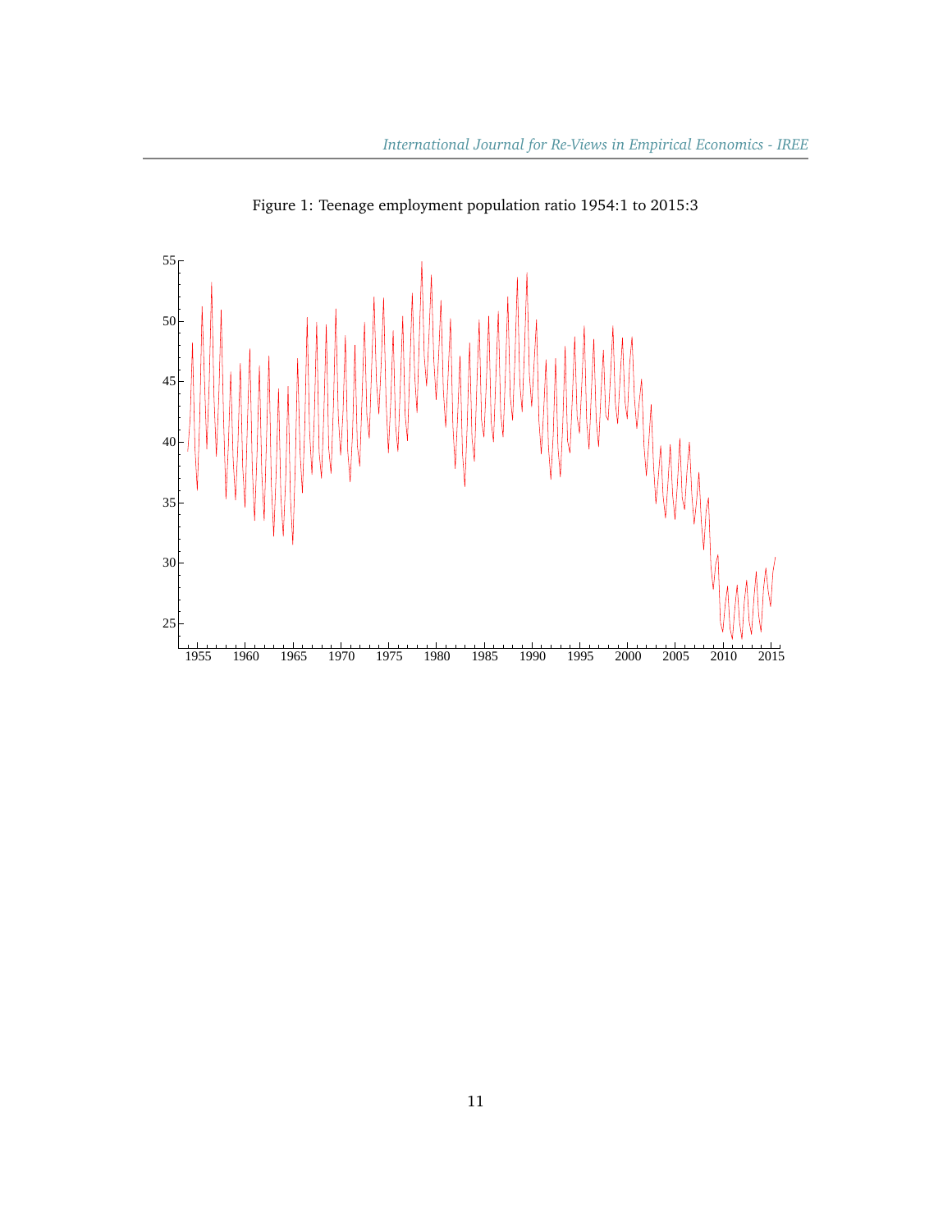Figure 1: Teenage employment population ratio 1954:1 to 2015:3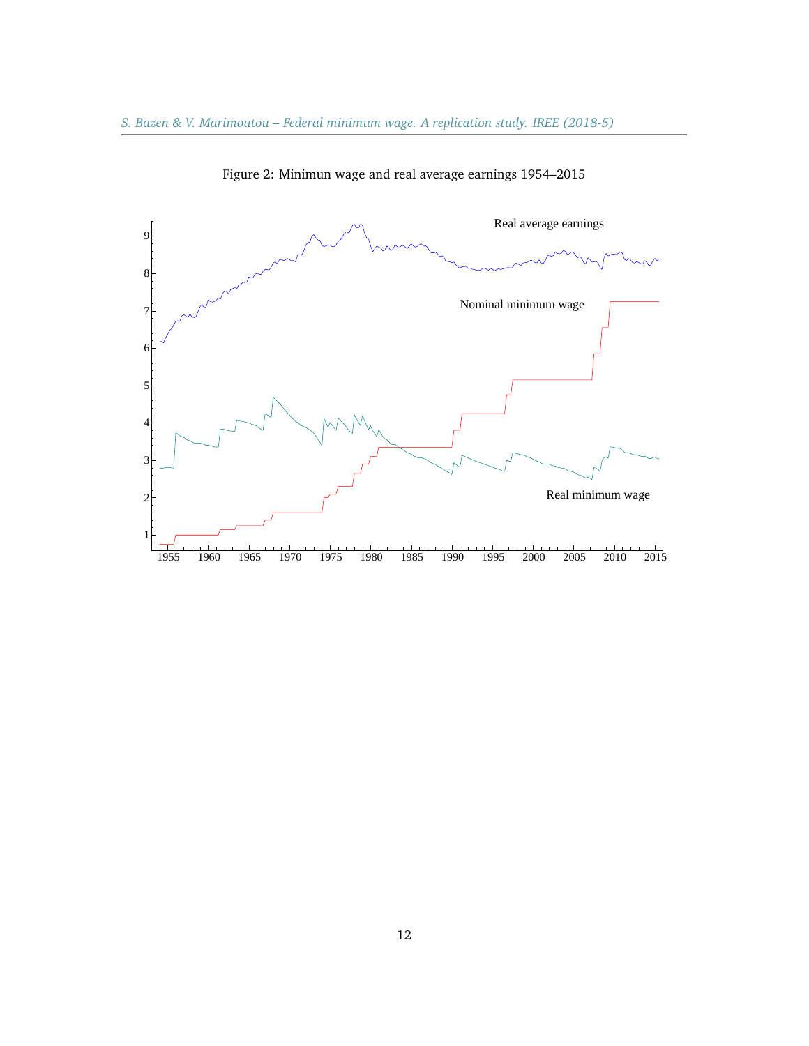Figure 2: Minimun wage and real average earnings 1954–2015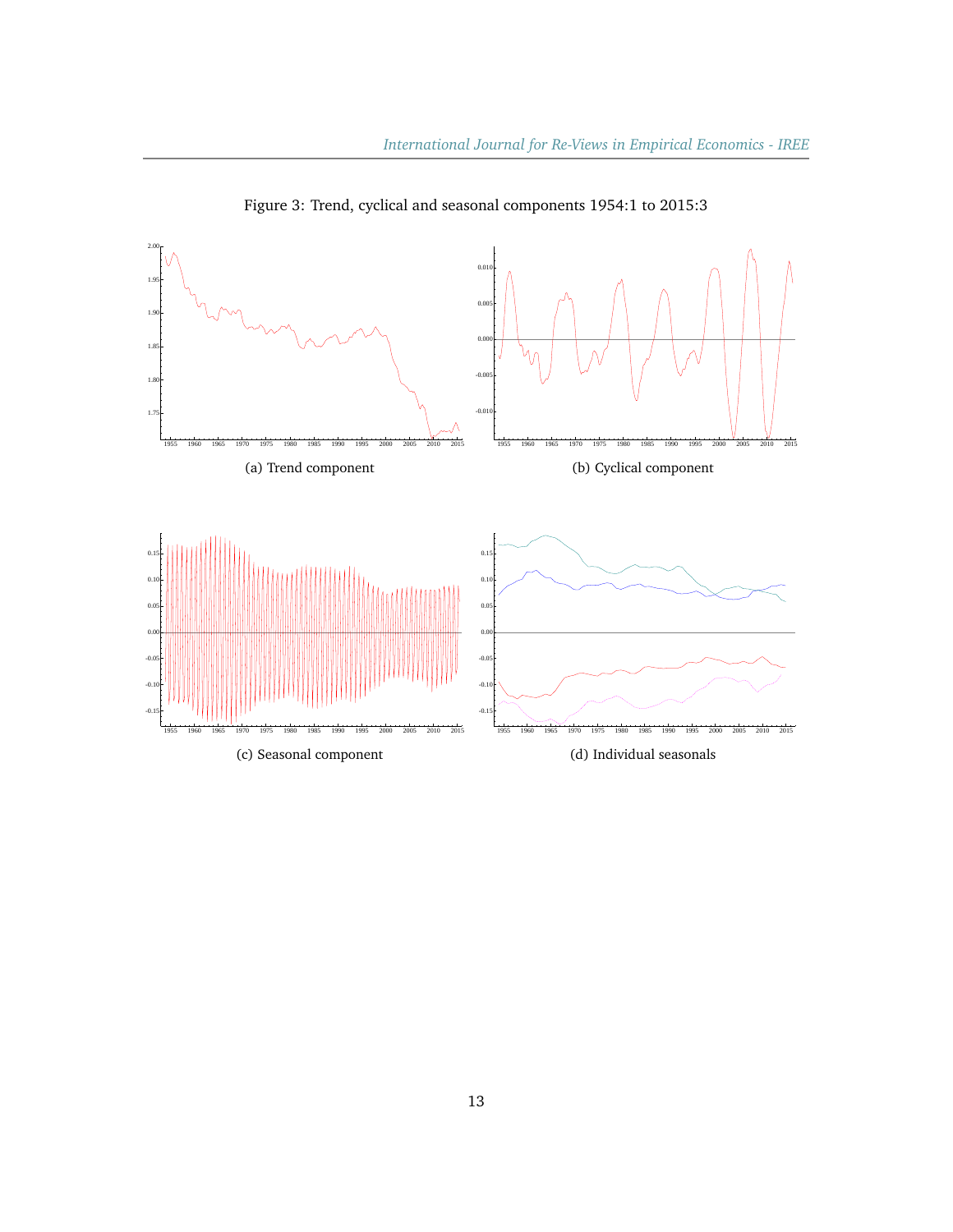Figure 3: Trend, cyclical and seasonal components 1954:1 to 2015:3

2.00
1.95
1.90
1.85
1.80
1.75
1955 1960 1965 1970 1975 1980 1985 1990 1995 2000 2005 2010 2015

(a) Trend component

0.010
0.005
0.000
-0.005
-0.010
1955 1960 1965 1970 1975 1980 1985 1990 1995 2000 2005 2010 2015

(b) Cyclical component

0.15
0.10
0.05
0.00
-0.05
-0.10
-0.15
1955 1960 1965 1970 1975 1980 1985 1990 1995 2000 2005 2010 2015

(c) Seasonal component

0.15
0.10
0.05
0.00
-0.05
-0.10
-0.15
1955 1960 1965 1970 1975 1980 1985 1990 1995 2000 2005 2010 2015

(d) Individual seasonals